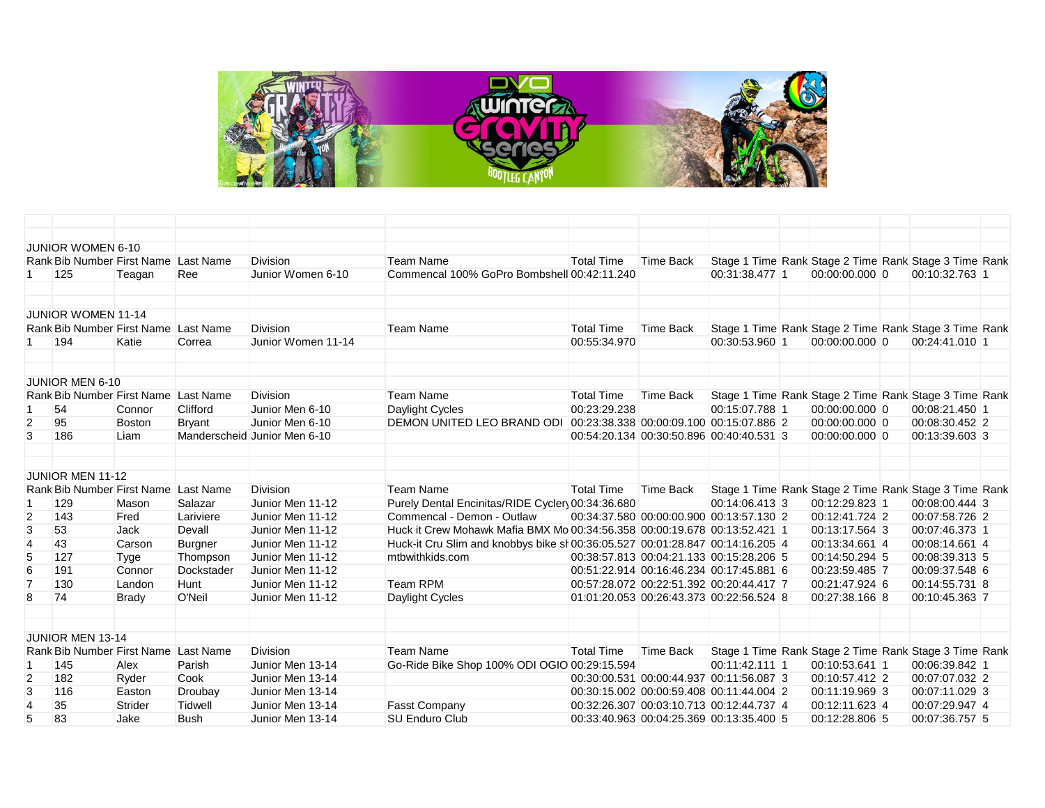## JUNIOR WOMEN 6-10

| Rank | Bib Number | First Name | Last Name | Division | Team Name | Total Time | Time Back | Stage 1 Time | Rank | Stage 2 Time | Rank | Stage 3 Time | Rank |
|---|---|---|---|---|---|---|---|---|---|---|---|---|---|
| 1 | 125 | Teagan | Ree | Junior Women 6-10 | Commencal 100% GoPro Bombshell | 00:42:11.240 | | 00:31:38.477 | 1 | 00:00:00.000 | 0 | 00:10:32.763 | 1 |

## JUNIOR WOMEN 11-14

| Rank | Bib Number | First Name | Last Name | Division | Team Name | Total Time | Time Back | Stage 1 Time | Rank | Stage 2 Time | Rank | Stage 3 Time | Rank |
|---|---|---|---|---|---|---|---|---|---|---|---|---|---|
| 1 | 194 | Katie | Correa | Junior Women 11-14 | | 00:55:34.970 | | 00:30:53.960 | 1 | 00:00:00.000 | 0 | 00:24:41.010 | 1 |

## JUNIOR MEN 6-10

| Rank | Bib Number | First Name | Last Name | Division | Team Name | Total Time | Time Back | Stage 1 Time | Rank | Stage 2 Time | Rank | Stage 3 Time | Rank |
|---|---|---|---|---|---|---|---|---|---|---|---|---|---|
| 1 | 54 | Connor | Clifford | Junior Men 6-10 | Daylight Cycles | 00:23:29.238 | | 00:15:07.788 | 1 | 00:00:00.000 | 0 | 00:08:21.450 | 1 |
| 2 | 95 | Boston | Bryant | Junior Men 6-10 | DEMON UNITED LEO BRAND ODI | 00:23:38.338 | 00:00:09.100 | 00:15:07.886 | 2 | 00:00:00.000 | 0 | 00:08:30.452 | 2 |
| 3 | 186 | Liam | Manderscheid | Junior Men 6-10 | | 00:54:20.134 | 00:30:50.896 | 00:40:40.531 | 3 | 00:00:00.000 | 0 | 00:13:39.603 | 3 |

## JUNIOR MEN 11-12

| Rank | Bib Number | First Name | Last Name | Division | Team Name | Total Time | Time Back | Stage 1 Time | Rank | Stage 2 Time | Rank | Stage 3 Time | Rank |
|---|---|---|---|---|---|---|---|---|---|---|---|---|---|
| 1 | 129 | Mason | Salazar | Junior Men 11-12 | Purely Dental Encinitas/RIDE Cycler | 00:34:36.680 | | 00:14:06.413 | 3 | 00:12:29.823 | 1 | 00:08:00.444 | 3 |
| 2 | 143 | Fred | Lariviere | Junior Men 11-12 | Commencal - Demon - Outlaw | 00:34:37.580 | 00:00:00.900 | 00:13:57.130 | 2 | 00:12:41.724 | 2 | 00:07:58.726 | 2 |
| 3 | 53 | Jack | Devall | Junior Men 11-12 | Huck it Crew Mohawk Mafia BMX Mo | 00:34:56.358 | 00:00:19.678 | 00:13:52.421 | 1 | 00:13:17.564 | 3 | 00:07:46.373 | 1 |
| 4 | 43 | Carson | Burgner | Junior Men 11-12 | Huck-it Cru Slim and knobbys bike sł | 00:36:05.527 | 00:01:28.847 | 00:14:16.205 | 4 | 00:13:34.661 | 4 | 00:08:14.661 | 4 |
| 5 | 127 | Tyge | Thompson | Junior Men 11-12 | mtbwithkids.com | 00:38:57.813 | 00:04:21.133 | 00:15:28.206 | 5 | 00:14:50.294 | 5 | 00:08:39.313 | 5 |
| 6 | 191 | Connor | Dockstader | Junior Men 11-12 | | 00:51:22.914 | 00:16:46.234 | 00:17:45.881 | 6 | 00:23:59.485 | 7 | 00:09:37.548 | 6 |
| 7 | 130 | Landon | Hunt | Junior Men 11-12 | Team RPM | 00:57:28.072 | 00:22:51.392 | 00:20:44.417 | 7 | 00:21:47.924 | 6 | 00:14:55.731 | 8 |
| 8 | 74 | Brady | O'Neil | Junior Men 11-12 | Daylight Cycles | 01:01:20.053 | 00:26:43.373 | 00:22:56.524 | 8 | 00:27:38.166 | 8 | 00:10:45.363 | 7 |

## JUNIOR MEN 13-14

| Rank | Bib Number | First Name | Last Name | Division | Team Name | Total Time | Time Back | Stage 1 Time | Rank | Stage 2 Time | Rank | Stage 3 Time | Rank |
|---|---|---|---|---|---|---|---|---|---|---|---|---|---|
| 1 | 145 | Alex | Parish | Junior Men 13-14 | Go-Ride Bike Shop 100% ODI OGIO | 00:29:15.594 | | 00:11:42.111 | 1 | 00:10:53.641 | 1 | 00:06:39.842 | 1 |
| 2 | 182 | Ryder | Cook | Junior Men 13-14 | | 00:30:00.531 | 00:00:44.937 | 00:11:56.087 | 3 | 00:10:57.412 | 2 | 00:07:07.032 | 2 |
| 3 | 116 | Easton | Droubay | Junior Men 13-14 | | 00:30:15.002 | 00:00:59.408 | 00:11:44.004 | 2 | 00:11:19.969 | 3 | 00:07:11.029 | 3 |
| 4 | 35 | Strider | Tidwell | Junior Men 13-14 | Fasst Company | 00:32:26.307 | 00:03:10.713 | 00:12:44.737 | 4 | 00:12:11.623 | 4 | 00:07:29.947 | 4 |
| 5 | 83 | Jake | Bush | Junior Men 13-14 | SU Enduro Club | 00:33:40.963 | 00:04:25.369 | 00:13:35.400 | 5 | 00:12:28.806 | 5 | 00:07:36.757 | 5 |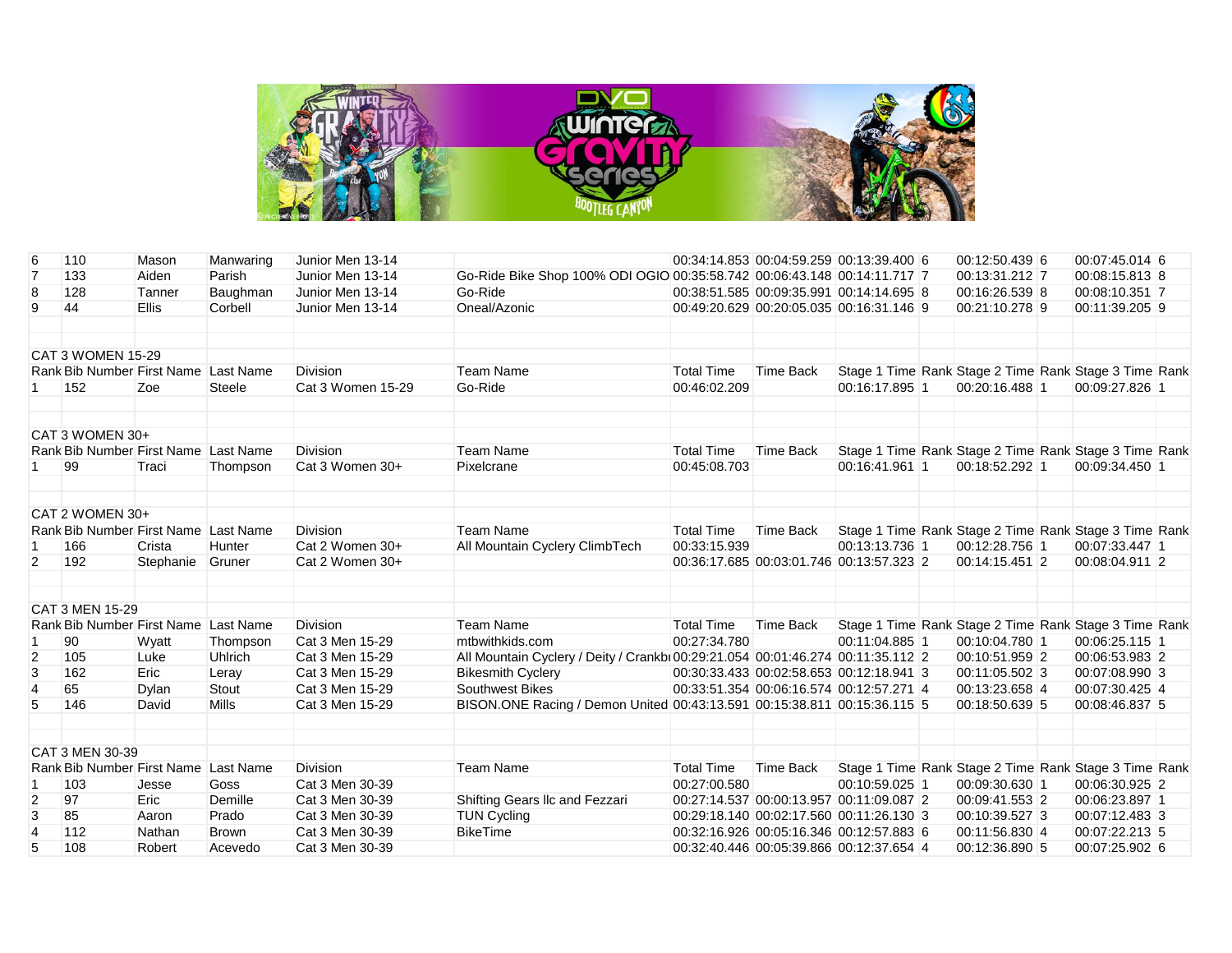| Rank | Bib Number | First Name | Last Name | Division | Team Name | Total Time | Time Back | Stage 1 Time | Rank | Stage 2 Time | Rank | Stage 3 Time | Rank |
|---|---|---|---|---|---|---|---|---|---|---|---|---|---|
| 6 | 110 | Mason | Manwaring | Junior Men 13-14 | | 00:34:14.853 | 00:04:59.259 | 00:13:39.400 | 6 | 00:12:50.439 | 6 | 00:07:45.014 | 6 |
| 7 | 133 | Aiden | Parish | Junior Men 13-14 | Go-Ride Bike Shop 100% ODI OGIO | 00:35:58.742 | 00:06:43.148 | 00:14:11.717 | 7 | 00:13:31.212 | 7 | 00:08:15.813 | 8 |
| 8 | 128 | Tanner | Baughman | Junior Men 13-14 | Go-Ride | 00:38:51.585 | 00:09:35.991 | 00:14:14.695 | 8 | 00:16:26.539 | 8 | 00:08:10.351 | 7 |
| 9 | 44 | Ellis | Corbell | Junior Men 13-14 | Oneal/Azonic | 00:49:20.629 | 00:20:05.035 | 00:16:31.146 | 9 | 00:21:10.278 | 9 | 00:11:39.205 | 9 |

CAT 3 WOMEN 15-29

| Rank | Bib Number | First Name | Last Name | Division | Team Name | Total Time | Time Back | Stage 1 Time | Rank | Stage 2 Time | Rank | Stage 3 Time | Rank |
|---|---|---|---|---|---|---|---|---|---|---|---|---|---|
| 1 | 152 | Zoe | Steele | Cat 3 Women 15-29 | Go-Ride | 00:46:02.209 | | 00:16:17.895 | 1 | 00:20:16.488 | 1 | 00:09:27.826 | 1 |

CAT 3 WOMEN 30+

| Rank | Bib Number | First Name | Last Name | Division | Team Name | Total Time | Time Back | Stage 1 Time | Rank | Stage 2 Time | Rank | Stage 3 Time | Rank |
|---|---|---|---|---|---|---|---|---|---|---|---|---|---|
| 1 | 99 | Traci | Thompson | Cat 3 Women 30+ | Pixelcrane | 00:45:08.703 | | 00:16:41.961 | 1 | 00:18:52.292 | 1 | 00:09:34.450 | 1 |

CAT 2 WOMEN 30+

| Rank | Bib Number | First Name | Last Name | Division | Team Name | Total Time | Time Back | Stage 1 Time | Rank | Stage 2 Time | Rank | Stage 3 Time | Rank |
|---|---|---|---|---|---|---|---|---|---|---|---|---|---|
| 1 | 166 | Crista | Hunter | Cat 2 Women 30+ | All Mountain Cyclery ClimbTech | 00:33:15.939 | | 00:13:13.736 | 1 | 00:12:28.756 | 1 | 00:07:33.447 | 1 |
| 2 | 192 | Stephanie | Gruner | Cat 2 Women 30+ | | 00:36:17.685 | 00:03:01.746 | 00:13:57.323 | 2 | 00:14:15.451 | 2 | 00:08:04.911 | 2 |

CAT 3 MEN 15-29

| Rank | Bib Number | First Name | Last Name | Division | Team Name | Total Time | Time Back | Stage 1 Time | Rank | Stage 2 Time | Rank | Stage 3 Time | Rank |
|---|---|---|---|---|---|---|---|---|---|---|---|---|---|
| 1 | 90 | Wyatt | Thompson | Cat 3 Men 15-29 | mtbwithkids.com | 00:27:34.780 | | 00:11:04.885 | 1 | 00:10:04.780 | 1 | 00:06:25.115 | 1 |
| 2 | 105 | Luke | Uhlrich | Cat 3 Men 15-29 | All Mountain Cyclery / Deity / Crankb | 00:29:21.054 | 00:01:46.274 | 00:11:35.112 | 2 | 00:10:51.959 | 2 | 00:06:53.983 | 2 |
| 3 | 162 | Eric | Leray | Cat 3 Men 15-29 | Bikesmith Cyclery | 00:30:33.433 | 00:02:58.653 | 00:12:18.941 | 3 | 00:11:05.502 | 3 | 00:07:08.990 | 3 |
| 4 | 65 | Dylan | Stout | Cat 3 Men 15-29 | Southwest Bikes | 00:33:51.354 | 00:06:16.574 | 00:12:57.271 | 4 | 00:13:23.658 | 4 | 00:07:30.425 | 4 |
| 5 | 146 | David | Mills | Cat 3 Men 15-29 | BISON.ONE Racing / Demon United | 00:43:13.591 | 00:15:38.811 | 00:15:36.115 | 5 | 00:18:50.639 | 5 | 00:08:46.837 | 5 |

CAT 3 MEN 30-39

| Rank | Bib Number | First Name | Last Name | Division | Team Name | Total Time | Time Back | Stage 1 Time | Rank | Stage 2 Time | Rank | Stage 3 Time | Rank |
|---|---|---|---|---|---|---|---|---|---|---|---|---|---|
| 1 | 103 | Jesse | Goss | Cat 3 Men 30-39 | | 00:27:00.580 | | 00:10:59.025 | 1 | 00:09:30.630 | 1 | 00:06:30.925 | 2 |
| 2 | 97 | Eric | Demille | Cat 3 Men 30-39 | Shifting Gears llc and Fezzari | 00:27:14.537 | 00:00:13.957 | 00:11:09.087 | 2 | 00:09:41.553 | 2 | 00:06:23.897 | 1 |
| 3 | 85 | Aaron | Prado | Cat 3 Men 30-39 | TUN Cycling | 00:29:18.140 | 00:02:17.560 | 00:11:26.130 | 3 | 00:10:39.527 | 3 | 00:07:12.483 | 3 |
| 4 | 112 | Nathan | Brown | Cat 3 Men 30-39 | BikeTime | 00:32:16.926 | 00:05:16.346 | 00:12:57.883 | 6 | 00:11:56.830 | 4 | 00:07:22.213 | 5 |
| 5 | 108 | Robert | Acevedo | Cat 3 Men 30-39 | | 00:32:40.446 | 00:05:39.866 | 00:12:37.654 | 4 | 00:12:36.890 | 5 | 00:07:25.902 | 6 |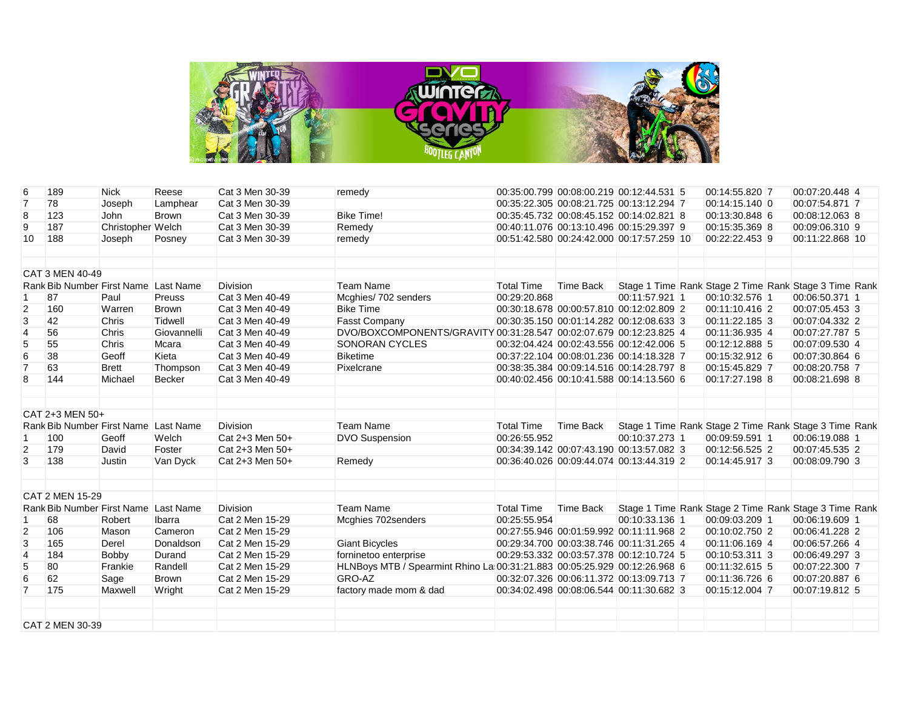| Rank | Bib Number | First Name | Last Name | Division | Team Name | Total Time | Time Back | Stage 1 Time | Rank | Stage 2 Time | Rank | Stage 3 Time | Rank |
|---|---|---|---|---|---|---|---|---|---|---|---|---|---|
| 6 | 189 | Nick | Reese | Cat 3 Men 30-39 | remedy | 00:35:00.799 | 00:08:00.219 | 00:12:44.531 | 5 | 00:14:55.820 | 7 | 00:07:20.448 | 4 |
| 7 | 78 | Joseph | Lamphear | Cat 3 Men 30-39 | | 00:35:22.305 | 00:08:21.725 | 00:13:12.294 | 7 | 00:14:15.140 | 0 | 00:07:54.871 | 7 |
| 8 | 123 | John | Brown | Cat 3 Men 30-39 | Bike Time! | 00:35:45.732 | 00:08:45.152 | 00:14:02.821 | 8 | 00:13:30.848 | 6 | 00:08:12.063 | 8 |
| 9 | 187 | Christopher | Welch | Cat 3 Men 30-39 | Remedy | 00:40:11.076 | 00:13:10.496 | 00:15:29.397 | 9 | 00:15:35.369 | 8 | 00:09:06.310 | 9 |
| 10 | 188 | Joseph | Posney | Cat 3 Men 30-39 | remedy | 00:51:42.580 | 00:24:42.000 | 00:17:57.259 | 10 | 00:22:22.453 | 9 | 00:11:22.868 | 10 |

CAT 3 MEN 40-49

| Rank | Bib Number | First Name | Last Name | Division | Team Name | Total Time | Time Back | Stage 1 Time | Rank | Stage 2 Time | Rank | Stage 3 Time | Rank |
|---|---|---|---|---|---|---|---|---|---|---|---|---|---|
| 1 | 87 | Paul | Preuss | Cat 3 Men 40-49 | Mcghies/ 702 senders | 00:29:20.868 | | 00:11:57.921 | 1 | 00:10:32.576 | 1 | 00:06:50.371 | 1 |
| 2 | 160 | Warren | Brown | Cat 3 Men 40-49 | Bike Time | 00:30:18.678 | 00:00:57.810 | 00:12:02.809 | 2 | 00:11:10.416 | 2 | 00:07:05.453 | 3 |
| 3 | 42 | Chris | Tidwell | Cat 3 Men 40-49 | Fasst Company | 00:30:35.150 | 00:01:14.282 | 00:12:08.633 | 3 | 00:11:22.185 | 3 | 00:07:04.332 | 2 |
| 4 | 56 | Chris | Giovannelli | Cat 3 Men 40-49 | DVO/BOXCOMPONENTS/GRAVITY | 00:31:28.547 | 00:02:07.679 | 00:12:23.825 | 4 | 00:11:36.935 | 4 | 00:07:27.787 | 5 |
| 5 | 55 | Chris | Mcara | Cat 3 Men 40-49 | SONORAN CYCLES | 00:32:04.424 | 00:02:43.556 | 00:12:42.006 | 5 | 00:12:12.888 | 5 | 00:07:09.530 | 4 |
| 6 | 38 | Geoff | Kieta | Cat 3 Men 40-49 | Biketime | 00:37:22.104 | 00:08:01.236 | 00:14:18.328 | 7 | 00:15:32.912 | 6 | 00:07:30.864 | 6 |
| 7 | 63 | Brett | Thompson | Cat 3 Men 40-49 | Pixelcrane | 00:38:35.384 | 00:09:14.516 | 00:14:28.797 | 8 | 00:15:45.829 | 7 | 00:08:20.758 | 7 |
| 8 | 144 | Michael | Becker | Cat 3 Men 40-49 | | 00:40:02.456 | 00:10:41.588 | 00:14:13.560 | 6 | 00:17:27.198 | 8 | 00:08:21.698 | 8 |

CAT 2+3 MEN 50+

| Rank | Bib Number | First Name | Last Name | Division | Team Name | Total Time | Time Back | Stage 1 Time | Rank | Stage 2 Time | Rank | Stage 3 Time | Rank |
|---|---|---|---|---|---|---|---|---|---|---|---|---|---|
| 1 | 100 | Geoff | Welch | Cat 2+3 Men 50+ | DVO Suspension | 00:26:55.952 | | 00:10:37.273 | 1 | 00:09:59.591 | 1 | 00:06:19.088 | 1 |
| 2 | 179 | David | Foster | Cat 2+3 Men 50+ | | 00:34:39.142 | 00:07:43.190 | 00:13:57.082 | 3 | 00:12:56.525 | 2 | 00:07:45.535 | 2 |
| 3 | 138 | Justin | Van Dyck | Cat 2+3 Men 50+ | Remedy | 00:36:40.026 | 00:09:44.074 | 00:13:44.319 | 2 | 00:14:45.917 | 3 | 00:08:09.790 | 3 |

CAT 2 MEN 15-29

| Rank | Bib Number | First Name | Last Name | Division | Team Name | Total Time | Time Back | Stage 1 Time | Rank | Stage 2 Time | Rank | Stage 3 Time | Rank |
|---|---|---|---|---|---|---|---|---|---|---|---|---|---|
| 1 | 68 | Robert | Ibarra | Cat 2 Men 15-29 | Mcghies 702senders | 00:25:55.954 | | 00:10:33.136 | 1 | 00:09:03.209 | 1 | 00:06:19.609 | 1 |
| 2 | 106 | Mason | Cameron | Cat 2 Men 15-29 | | 00:27:55.946 | 00:01:59.992 | 00:11:11.968 | 2 | 00:10:02.750 | 2 | 00:06:41.228 | 2 |
| 3 | 165 | Derel | Donaldson | Cat 2 Men 15-29 | Giant Bicycles | 00:29:34.700 | 00:03:38.746 | 00:11:31.265 | 4 | 00:11:06.169 | 4 | 00:06:57.266 | 4 |
| 4 | 184 | Bobby | Durand | Cat 2 Men 15-29 | forninetoo enterprise | 00:29:53.332 | 00:03:57.378 | 00:12:10.724 | 5 | 00:10:53.311 | 3 | 00:06:49.297 | 3 |
| 5 | 80 | Frankie | Randell | Cat 2 Men 15-29 | HLNBoys MTB / Spearmint Rhino La | 00:31:21.883 | 00:05:25.929 | 00:12:26.968 | 6 | 00:11:32.615 | 5 | 00:07:22.300 | 7 |
| 6 | 62 | Sage | Brown | Cat 2 Men 15-29 | GRO-AZ | 00:32:07.326 | 00:06:11.372 | 00:13:09.713 | 7 | 00:11:36.726 | 6 | 00:07:20.887 | 6 |
| 7 | 175 | Maxwell | Wright | Cat 2 Men 15-29 | factory made mom & dad | 00:34:02.498 | 00:08:06.544 | 00:11:30.682 | 3 | 00:15:12.004 | 7 | 00:07:19.812 | 5 |

CAT 2 MEN 30-39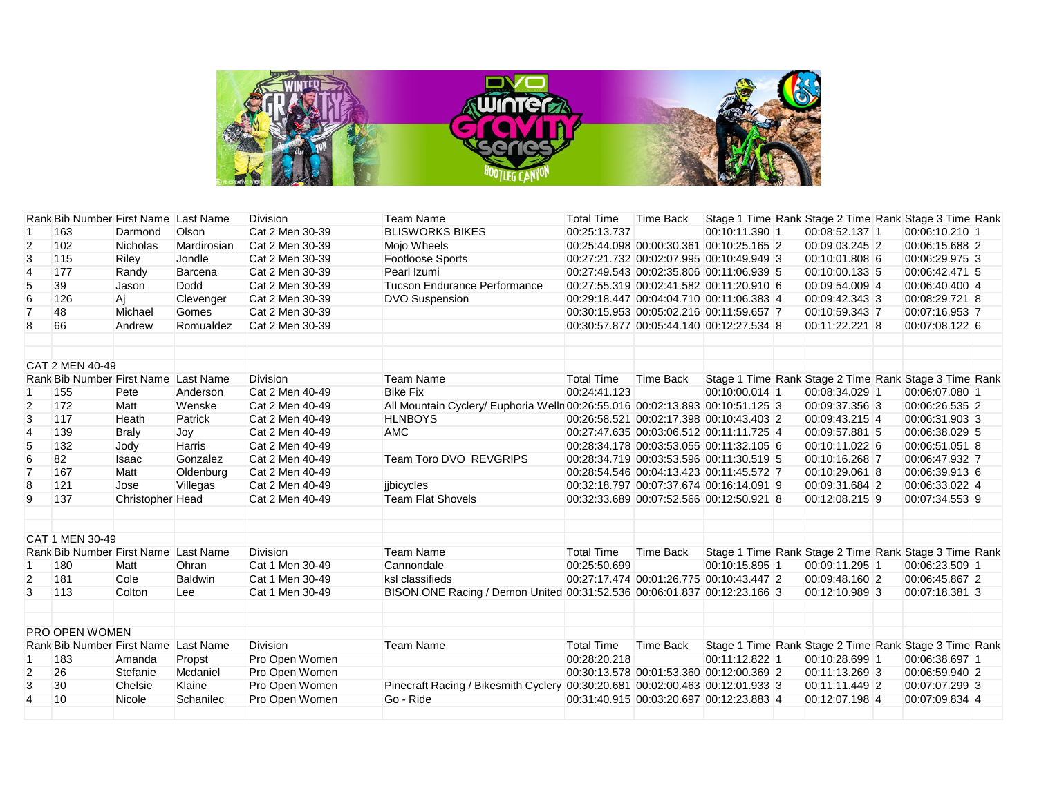| Rank | Bib Number | First Name | Last Name | Division | Team Name | Total Time | Time Back | Stage 1 Time | Rank | Stage 2 Time | Rank | Stage 3 Time | Rank |
|---|---|---|---|---|---|---|---|---|---|---|---|---|---|
| 1 | 163 | Darmond | Olson | Cat 2 Men 30-39 | BLISWORKS BIKES | 00:25:13.737 | | 00:10:11.390 | 1 | 00:08:52.137 | 1 | 00:06:10.210 | 1 |
| 2 | 102 | Nicholas | Mardirosian | Cat 2 Men 30-39 | Mojo Wheels | 00:25:44.098 | 00:00:30.361 | 00:10:25.165 | 2 | 00:09:03.245 | 2 | 00:06:15.688 | 2 |
| 3 | 115 | Riley | Jondle | Cat 2 Men 30-39 | Footloose Sports | 00:27:21.732 | 00:02:07.995 | 00:10:49.949 | 3 | 00:10:01.808 | 6 | 00:06:29.975 | 3 |
| 4 | 177 | Randy | Barcena | Cat 2 Men 30-39 | Pearl Izumi | 00:27:49.543 | 00:02:35.806 | 00:11:06.939 | 5 | 00:10:00.133 | 5 | 00:06:42.471 | 5 |
| 5 | 39 | Jason | Dodd | Cat 2 Men 30-39 | Tucson Endurance Performance | 00:27:55.319 | 00:02:41.582 | 00:11:20.910 | 6 | 00:09:54.009 | 4 | 00:06:40.400 | 4 |
| 6 | 126 | Aj | Clevenger | Cat 2 Men 30-39 | DVO Suspension | 00:29:18.447 | 00:04:04.710 | 00:11:06.383 | 4 | 00:09:42.343 | 3 | 00:08:29.721 | 8 |
| 7 | 48 | Michael | Gomes | Cat 2 Men 30-39 | | 00:30:15.953 | 00:05:02.216 | 00:11:59.657 | 7 | 00:10:59.343 | 7 | 00:07:16.953 | 7 |
| 8 | 66 | Andrew | Romualdez | Cat 2 Men 30-39 | | 00:30:57.877 | 00:05:44.140 | 00:12:27.534 | 8 | 00:11:22.221 | 8 | 00:07:08.122 | 6 |

CAT 2 MEN 40-49

| Rank | Bib Number | First Name | Last Name | Division | Team Name | Total Time | Time Back | Stage 1 Time | Rank | Stage 2 Time | Rank | Stage 3 Time | Rank |
|---|---|---|---|---|---|---|---|---|---|---|---|---|---|
| 1 | 155 | Pete | Anderson | Cat 2 Men 40-49 | Bike Fix | 00:24:41.123 | | 00:10:00.014 | 1 | 00:08:34.029 | 1 | 00:06:07.080 | 1 |
| 2 | 172 | Matt | Wenske | Cat 2 Men 40-49 | All Mountain Cyclery/ Euphoria Welln | 00:26:55.016 | 00:02:13.893 | 00:10:51.125 | 3 | 00:09:37.356 | 3 | 00:06:26.535 | 2 |
| 3 | 117 | Heath | Patrick | Cat 2 Men 40-49 | HLNBOYS | 00:26:58.521 | 00:02:17.398 | 00:10:43.403 | 2 | 00:09:43.215 | 4 | 00:06:31.903 | 3 |
| 4 | 139 | Braly | Joy | Cat 2 Men 40-49 | AMC | 00:27:47.635 | 00:03:06.512 | 00:11:11.725 | 4 | 00:09:57.881 | 5 | 00:06:38.029 | 5 |
| 5 | 132 | Jody | Harris | Cat 2 Men 40-49 | | 00:28:34.178 | 00:03:53.055 | 00:11:32.105 | 6 | 00:10:11.022 | 6 | 00:06:51.051 | 8 |
| 6 | 82 | Isaac | Gonzalez | Cat 2 Men 40-49 | Team Toro DVO REVGRIPS | 00:28:34.719 | 00:03:53.596 | 00:11:30.519 | 5 | 00:10:16.268 | 7 | 00:06:47.932 | 7 |
| 7 | 167 | Matt | Oldenburg | Cat 2 Men 40-49 | | 00:28:54.546 | 00:04:13.423 | 00:11:45.572 | 7 | 00:10:29.061 | 8 | 00:06:39.913 | 6 |
| 8 | 121 | Jose | Villegas | Cat 2 Men 40-49 | jjbicycles | 00:32:18.797 | 00:07:37.674 | 00:16:14.091 | 9 | 00:09:31.684 | 2 | 00:06:33.022 | 4 |
| 9 | 137 | Christopher | Head | Cat 2 Men 40-49 | Team Flat Shovels | 00:32:33.689 | 00:07:52.566 | 00:12:50.921 | 8 | 00:12:08.215 | 9 | 00:07:34.553 | 9 |

CAT 1 MEN 30-49

| Rank | Bib Number | First Name | Last Name | Division | Team Name | Total Time | Time Back | Stage 1 Time | Rank | Stage 2 Time | Rank | Stage 3 Time | Rank |
|---|---|---|---|---|---|---|---|---|---|---|---|---|---|
| 1 | 180 | Matt | Ohran | Cat 1 Men 30-49 | Cannondale | 00:25:50.699 | | 00:10:15.895 | 1 | 00:09:11.295 | 1 | 00:06:23.509 | 1 |
| 2 | 181 | Cole | Baldwin | Cat 1 Men 30-49 | ksl classifieds | 00:27:17.474 | 00:01:26.775 | 00:10:43.447 | 2 | 00:09:48.160 | 2 | 00:06:45.867 | 2 |
| 3 | 113 | Colton | Lee | Cat 1 Men 30-49 | BISON.ONE Racing / Demon United | 00:31:52.536 | 00:06:01.837 | 00:12:23.166 | 3 | 00:12:10.989 | 3 | 00:07:18.381 | 3 |

PRO OPEN WOMEN

| Rank | Bib Number | First Name | Last Name | Division | Team Name | Total Time | Time Back | Stage 1 Time | Rank | Stage 2 Time | Rank | Stage 3 Time | Rank |
|---|---|---|---|---|---|---|---|---|---|---|---|---|---|
| 1 | 183 | Amanda | Propst | Pro Open Women | | 00:28:20.218 | | 00:11:12.822 | 1 | 00:10:28.699 | 1 | 00:06:38.697 | 1 |
| 2 | 26 | Stefanie | Mcdaniel | Pro Open Women | | 00:30:13.578 | 00:01:53.360 | 00:12:00.369 | 2 | 00:11:13.269 | 3 | 00:06:59.940 | 2 |
| 3 | 30 | Chelsie | Klaine | Pro Open Women | Pinecraft Racing / Bikesmith Cyclery | 00:30:20.681 | 00:02:00.463 | 00:12:01.933 | 3 | 00:11:11.449 | 2 | 00:07:07.299 | 3 |
| 4 | 10 | Nicole | Schanilec | Pro Open Women | Go - Ride | 00:31:40.915 | 00:03:20.697 | 00:12:23.883 | 4 | 00:12:07.198 | 4 | 00:07:09.834 | 4 |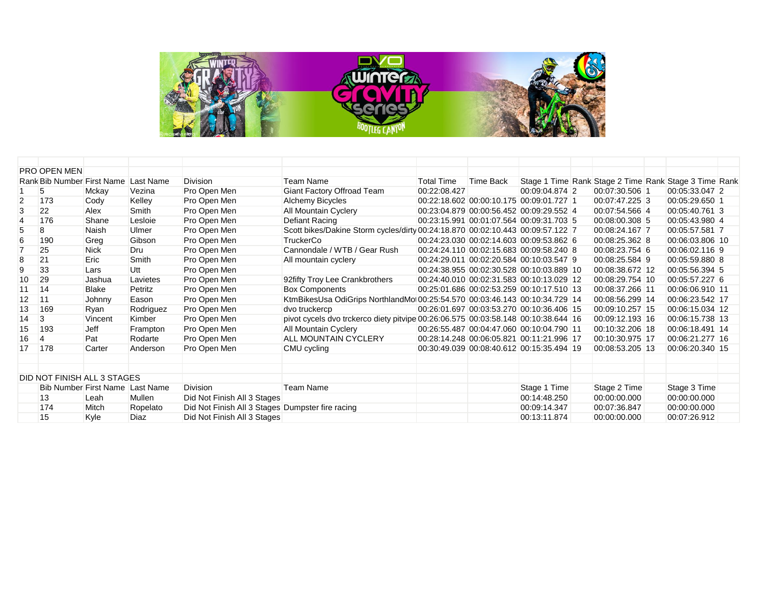PRO OPEN MEN

| Rank | Bib Number | First Name | Last Name | Division | Team Name | Total Time | Time Back | Stage 1 Time | Rank | Stage 2 Time | Rank | Stage 3 Time | Rank |
|---|---|---|---|---|---|---|---|---|---|---|---|---|---|
| 1 | 5 | Mckay | Vezina | Pro Open Men | Giant Factory Offroad Team | 00:22:08.427 | | 00:09:04.874 | 2 | 00:07:30.506 | 1 | 00:05:33.047 | 2 |
| 2 | 173 | Cody | Kelley | Pro Open Men | Alchemy Bicycles | 00:22:18.602 | 00:00:10.175 | 00:09:01.727 | 1 | 00:07:47.225 | 3 | 00:05:29.650 | 1 |
| 3 | 22 | Alex | Smith | Pro Open Men | All Mountain Cyclery | 00:23:04.879 | 00:00:56.452 | 00:09:29.552 | 4 | 00:07:54.566 | 4 | 00:05:40.761 | 3 |
| 4 | 176 | Shane | Lesloie | Pro Open Men | Defiant Racing | 00:23:15.991 | 00:01:07.564 | 00:09:31.703 | 5 | 00:08:00.308 | 5 | 00:05:43.980 | 4 |
| 5 | 8 | Naish | Ulmer | Pro Open Men | Scott bikes/Dakine Storm cycles/dirty | 00:24:18.870 | 00:02:10.443 | 00:09:57.122 | 7 | 00:08:24.167 | 7 | 00:05:57.581 | 7 |
| 6 | 190 | Greg | Gibson | Pro Open Men | TruckerCo | 00:24:23.030 | 00:02:14.603 | 00:09:53.862 | 6 | 00:08:25.362 | 8 | 00:06:03.806 | 10 |
| 7 | 25 | Nick | Dru | Pro Open Men | Cannondale / WTB / Gear Rush | 00:24:24.110 | 00:02:15.683 | 00:09:58.240 | 8 | 00:08:23.754 | 6 | 00:06:02.116 | 9 |
| 8 | 21 | Eric | Smith | Pro Open Men | All mountain cyclery | 00:24:29.011 | 00:02:20.584 | 00:10:03.547 | 9 | 00:08:25.584 | 9 | 00:05:59.880 | 8 |
| 9 | 33 | Lars | Utt | Pro Open Men | | 00:24:38.955 | 00:02:30.528 | 00:10:03.889 | 10 | 00:08:38.672 | 12 | 00:05:56.394 | 5 |
| 10 | 29 | Jashua | Lavietes | Pro Open Men | 92fifty Troy Lee Crankbrothers | 00:24:40.010 | 00:02:31.583 | 00:10:13.029 | 12 | 00:08:29.754 | 10 | 00:05:57.227 | 6 |
| 11 | 14 | Blake | Petritz | Pro Open Men | Box Components | 00:25:01.686 | 00:02:53.259 | 00:10:17.510 | 13 | 00:08:37.266 | 11 | 00:06:06.910 | 11 |
| 12 | 11 | Johnny | Eason | Pro Open Men | KtmBikesUsa OdiGrips NorthlandMo | 00:25:54.570 | 00:03:46.143 | 00:10:34.729 | 14 | 00:08:56.299 | 14 | 00:06:23.542 | 17 |
| 13 | 169 | Ryan | Rodriguez | Pro Open Men | dvo truckercp | 00:26:01.697 | 00:03:53.270 | 00:10:36.406 | 15 | 00:09:10.257 | 15 | 00:06:15.034 | 12 |
| 14 | 3 | Vincent | Kimber | Pro Open Men | pivot cycels dvo trckerco diety pitvipe | 00:26:06.575 | 00:03:58.148 | 00:10:38.644 | 16 | 00:09:12.193 | 16 | 00:06:15.738 | 13 |
| 15 | 193 | Jeff | Frampton | Pro Open Men | All Mountain Cyclery | 00:26:55.487 | 00:04:47.060 | 00:10:04.790 | 11 | 00:10:32.206 | 18 | 00:06:18.491 | 14 |
| 16 | 4 | Pat | Rodarte | Pro Open Men | ALL MOUNTAIN CYCLERY | 00:28:14.248 | 00:06:05.821 | 00:11:21.996 | 17 | 00:10:30.975 | 17 | 00:06:21.277 | 16 |
| 17 | 178 | Carter | Anderson | Pro Open Men | CMU cycling | 00:30:49.039 | 00:08:40.612 | 00:15:35.494 | 19 | 00:08:53.205 | 13 | 00:06:20.340 | 15 |

DID NOT FINISH ALL 3 STAGES

| Bib Number | First Name | Last Name | Division | Team Name | Stage 1 Time | Stage 2 Time | Stage 3 Time |
|---|---|---|---|---|---|---|---|
| 13 | Leah | Mullen | Did Not Finish All 3 Stages | | 00:14:48.250 | 00:00:00.000 | 00:00:00.000 |
| 174 | Mitch | Ropelato | Did Not Finish All 3 Stages | Dumpster fire racing | 00:09:14.347 | 00:07:36.847 | 00:00:00.000 |
| 15 | Kyle | Diaz | Did Not Finish All 3 Stages | | 00:13:11.874 | 00:00:00.000 | 00:07:26.912 |